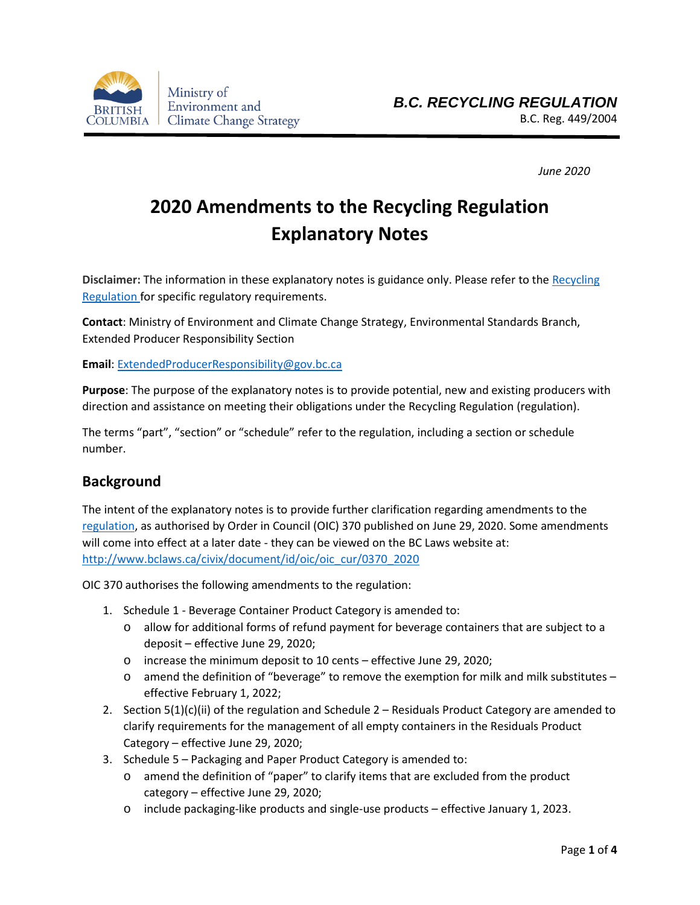Ministry of Environment and Climate Change Strategy

***B.C. RECYCLING REGULATION***
B.C. Reg. 449/2004

*June 2020*

# 2020 Amendments to the Recycling Regulation Explanatory Notes

**Disclaimer:** The information in these explanatory notes is guidance only. Please refer to the [Recycling Regulation](#) for specific regulatory requirements.

**Contact**: Ministry of Environment and Climate Change Strategy, Environmental Standards Branch, Extended Producer Responsibility Section

**Email**: [ExtendedProducerResponsibility@gov.bc.ca](mailto:ExtendedProducerResponsibility@gov.bc.ca)

**Purpose**: The purpose of the explanatory notes is to provide potential, new and existing producers with direction and assistance on meeting their obligations under the Recycling Regulation (regulation).

The terms "part", "section" or "schedule" refer to the regulation, including a section or schedule number.

## Background

The intent of the explanatory notes is to provide further clarification regarding amendments to the [regulation](#), as authorised by Order in Council (OIC) 370 published on June 29, 2020. Some amendments will come into effect at a later date - they can be viewed on the BC Laws website at: http://www.bclaws.ca/civix/document/id/oic/oic_cur/0370_2020

OIC 370 authorises the following amendments to the regulation:

1. Schedule 1 - Beverage Container Product Category is amended to:
   - allow for additional forms of refund payment for beverage containers that are subject to a deposit – effective June 29, 2020;
   - increase the minimum deposit to 10 cents – effective June 29, 2020;
   - amend the definition of "beverage" to remove the exemption for milk and milk substitutes – effective February 1, 2022;
2. Section 5(1)(c)(ii) of the regulation and Schedule 2 – Residuals Product Category are amended to clarify requirements for the management of all empty containers in the Residuals Product Category – effective June 29, 2020;
3. Schedule 5 – Packaging and Paper Product Category is amended to:
   - amend the definition of "paper" to clarify items that are excluded from the product category – effective June 29, 2020;
   - include packaging-like products and single-use products – effective January 1, 2023.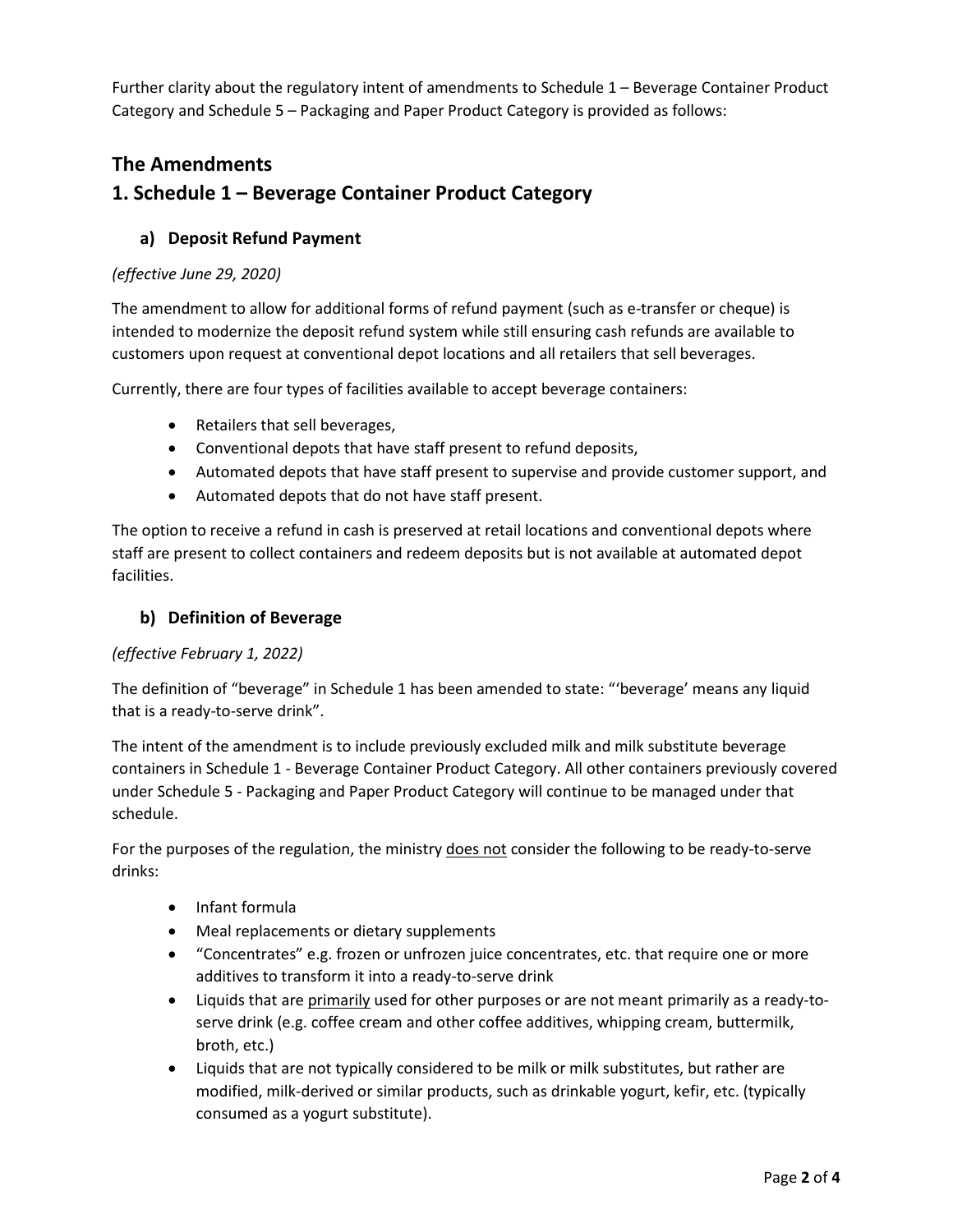Further clarity about the regulatory intent of amendments to Schedule 1 – Beverage Container Product Category and Schedule 5 – Packaging and Paper Product Category is provided as follows:

## The Amendments

## 1. Schedule 1 – Beverage Container Product Category

### a) Deposit Refund Payment

*(effective June 29, 2020)*

The amendment to allow for additional forms of refund payment (such as e-transfer or cheque) is intended to modernize the deposit refund system while still ensuring cash refunds are available to customers upon request at conventional depot locations and all retailers that sell beverages.

Currently, there are four types of facilities available to accept beverage containers:

- Retailers that sell beverages,
- Conventional depots that have staff present to refund deposits,
- Automated depots that have staff present to supervise and provide customer support, and
- Automated depots that do not have staff present.

The option to receive a refund in cash is preserved at retail locations and conventional depots where staff are present to collect containers and redeem deposits but is not available at automated depot facilities.

### b) Definition of Beverage

*(effective February 1, 2022)*

The definition of "beverage" in Schedule 1 has been amended to state: "'beverage' means any liquid that is a ready-to-serve drink".

The intent of the amendment is to include previously excluded milk and milk substitute beverage containers in Schedule 1 - Beverage Container Product Category. All other containers previously covered under Schedule 5 - Packaging and Paper Product Category will continue to be managed under that schedule.

For the purposes of the regulation, the ministry <u>does not</u> consider the following to be ready-to-serve drinks:

- Infant formula
- Meal replacements or dietary supplements
- "Concentrates" e.g. frozen or unfrozen juice concentrates, etc. that require one or more additives to transform it into a ready-to-serve drink
- Liquids that are <u>primarily</u> used for other purposes or are not meant primarily as a ready-to-serve drink (e.g. coffee cream and other coffee additives, whipping cream, buttermilk, broth, etc.)
- Liquids that are not typically considered to be milk or milk substitutes, but rather are modified, milk-derived or similar products, such as drinkable yogurt, kefir, etc. (typically consumed as a yogurt substitute).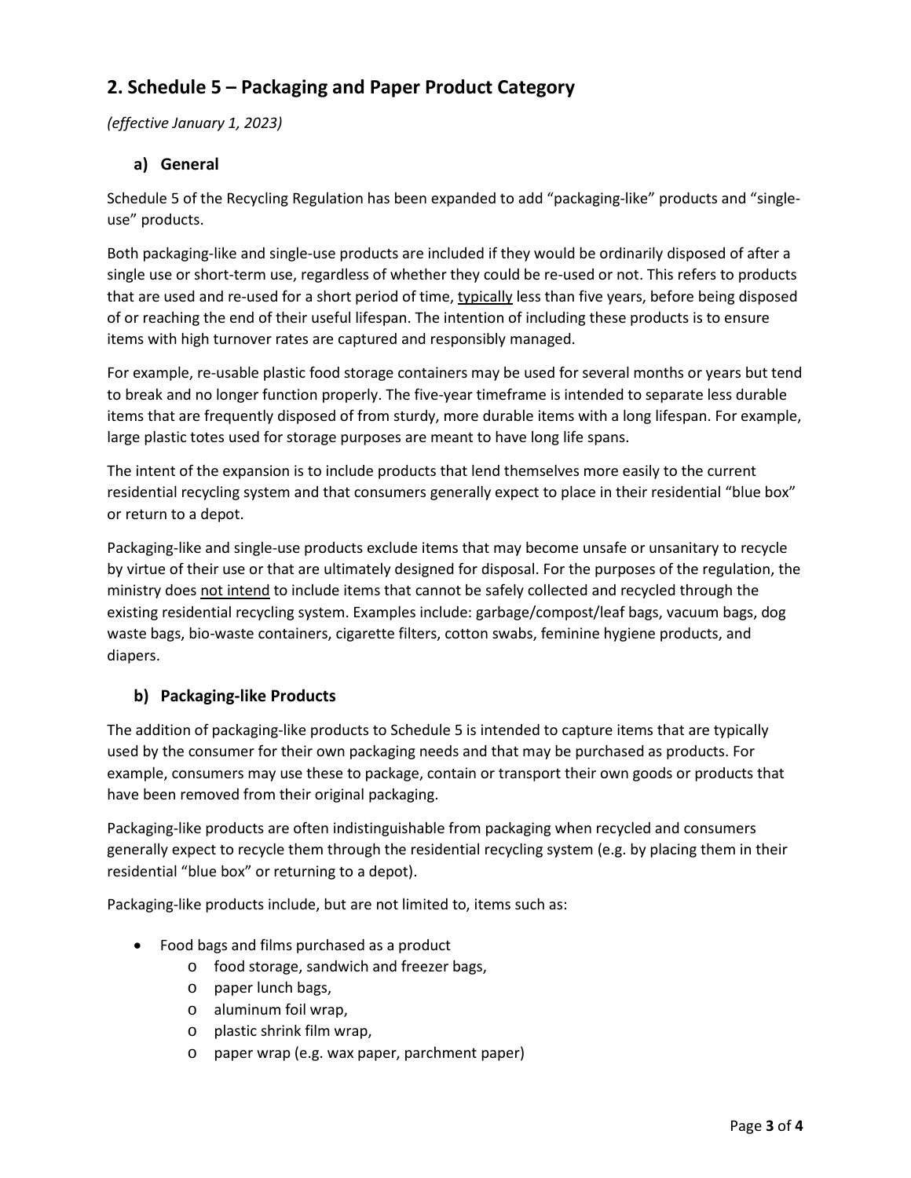## 2. Schedule 5 – Packaging and Paper Product Category

*(effective January 1, 2023)*

### a) General

Schedule 5 of the Recycling Regulation has been expanded to add "packaging-like" products and "single-use" products.

Both packaging-like and single-use products are included if they would be ordinarily disposed of after a single use or short-term use, regardless of whether they could be re-used or not. This refers to products that are used and re-used for a short period of time, <u>typically</u> less than five years, before being disposed of or reaching the end of their useful lifespan. The intention of including these products is to ensure items with high turnover rates are captured and responsibly managed.

For example, re-usable plastic food storage containers may be used for several months or years but tend to break and no longer function properly. The five-year timeframe is intended to separate less durable items that are frequently disposed of from sturdy, more durable items with a long lifespan. For example, large plastic totes used for storage purposes are meant to have long life spans.

The intent of the expansion is to include products that lend themselves more easily to the current residential recycling system and that consumers generally expect to place in their residential "blue box" or return to a depot.

Packaging-like and single-use products exclude items that may become unsafe or unsanitary to recycle by virtue of their use or that are ultimately designed for disposal. For the purposes of the regulation, the ministry does <u>not intend</u> to include items that cannot be safely collected and recycled through the existing residential recycling system. Examples include: garbage/compost/leaf bags, vacuum bags, dog waste bags, bio-waste containers, cigarette filters, cotton swabs, feminine hygiene products, and diapers.

### b) Packaging-like Products

The addition of packaging-like products to Schedule 5 is intended to capture items that are typically used by the consumer for their own packaging needs and that may be purchased as products. For example, consumers may use these to package, contain or transport their own goods or products that have been removed from their original packaging.

Packaging-like products are often indistinguishable from packaging when recycled and consumers generally expect to recycle them through the residential recycling system (e.g. by placing them in their residential "blue box" or returning to a depot).

Packaging-like products include, but are not limited to, items such as:

- Food bags and films purchased as a product
  - food storage, sandwich and freezer bags,
  - paper lunch bags,
  - aluminum foil wrap,
  - plastic shrink film wrap,
  - paper wrap (e.g. wax paper, parchment paper)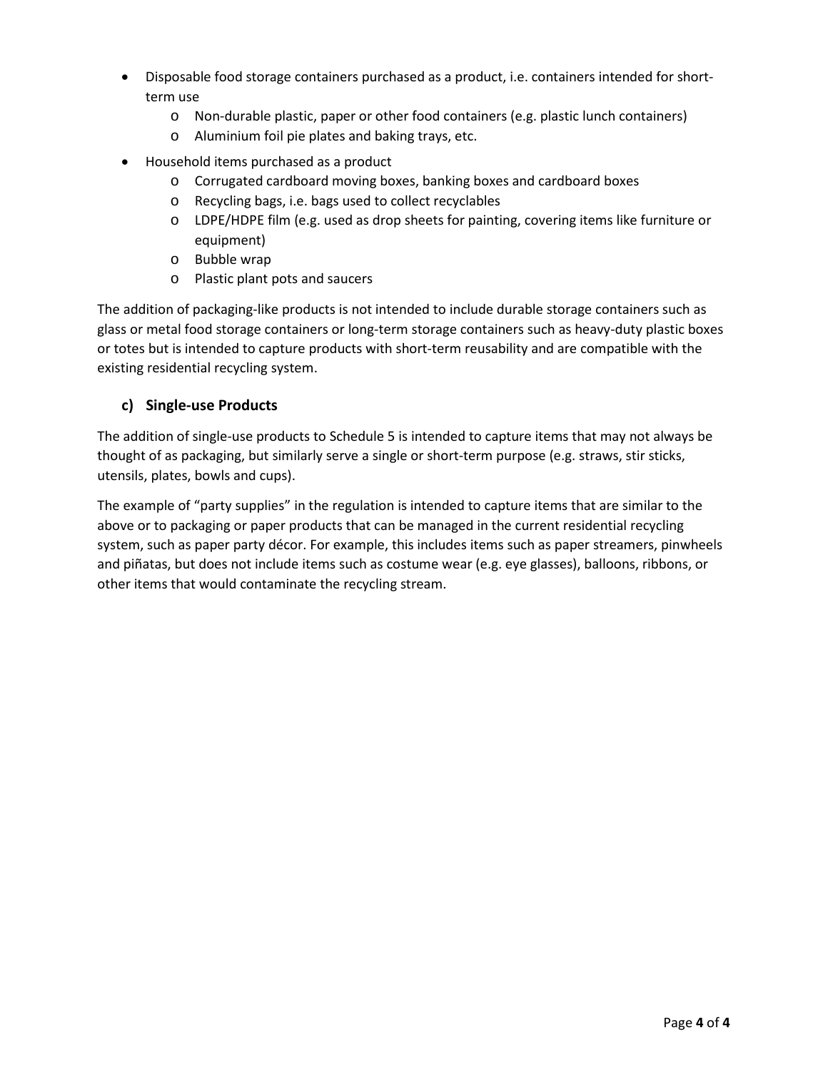- Disposable food storage containers purchased as a product, i.e. containers intended for short-term use
  - Non-durable plastic, paper or other food containers (e.g. plastic lunch containers)
  - Aluminium foil pie plates and baking trays, etc.
- Household items purchased as a product
  - Corrugated cardboard moving boxes, banking boxes and cardboard boxes
  - Recycling bags, i.e. bags used to collect recyclables
  - LDPE/HDPE film (e.g. used as drop sheets for painting, covering items like furniture or equipment)
  - Bubble wrap
  - Plastic plant pots and saucers

The addition of packaging-like products is not intended to include durable storage containers such as glass or metal food storage containers or long-term storage containers such as heavy-duty plastic boxes or totes but is intended to capture products with short-term reusability and are compatible with the existing residential recycling system.

### c) Single-use Products

The addition of single-use products to Schedule 5 is intended to capture items that may not always be thought of as packaging, but similarly serve a single or short-term purpose (e.g. straws, stir sticks, utensils, plates, bowls and cups).

The example of "party supplies" in the regulation is intended to capture items that are similar to the above or to packaging or paper products that can be managed in the current residential recycling system, such as paper party décor. For example, this includes items such as paper streamers, pinwheels and piñatas, but does not include items such as costume wear (e.g. eye glasses), balloons, ribbons, or other items that would contaminate the recycling stream.